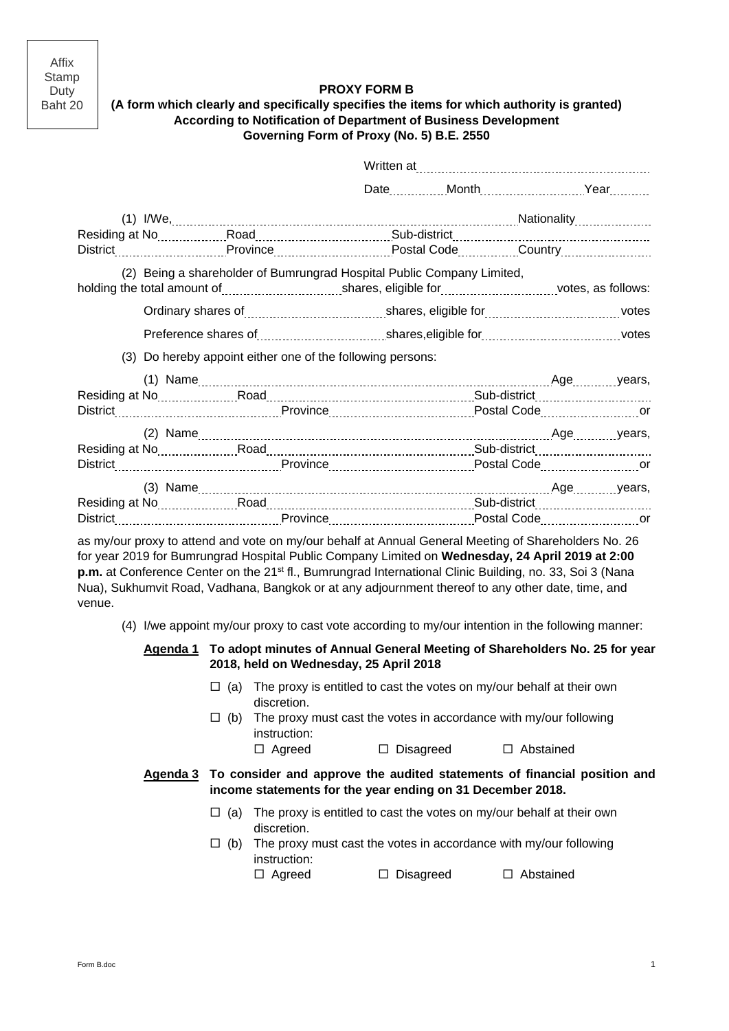Affix Stamp Duty Baht 20

**PROXY FORM B**
**(A form which clearly and specifically specifies the items for which authority is granted)**
**According to Notification of Department of Business Development**
**Governing Form of Proxy (No. 5) B.E. 2550**

Written at ..........................................................

Date ............ Month ...................... Year .........

(1) I/We, .......................................................................................... Nationality ..................
Residing at No ............... Road ............................ Sub-district ............................................
District ........................... Province ........................ Postal Code ............. Country ......................

(2) Being a shareholder of Bumrungrad Hospital Public Company Limited,
holding the total amount of ............................ shares, eligible for ........................... votes, as follows:

Ordinary shares of .............................. shares, eligible for ............................... votes

Preference shares of ........................... shares,eligible for ................................ votes

(3) Do hereby appoint either one of the following persons:

(1) Name .......................................................................................... Age ......... years,
Residing at No ................... Road ..................................................... Sub-district ............................
District ...................................... Province ................................. Postal Code ...................... or

(2) Name .......................................................................................... Age ......... years,
Residing at No ................... Road ..................................................... Sub-district ............................
District ...................................... Province ................................. Postal Code ...................... or

(3) Name .......................................................................................... Age ......... years,
Residing at No ................... Road ..................................................... Sub-district ............................
District ...................................... Province ................................. Postal Code ...................... or

as my/our proxy to attend and vote on my/our behalf at Annual General Meeting of Shareholders No. 26 for year 2019 for Bumrungrad Hospital Public Company Limited on **Wednesday, 24 April 2019 at 2:00 p.m.** at Conference Center on the 21st fl., Bumrungrad International Clinic Building, no. 33, Soi 3 (Nana Nua), Sukhumvit Road, Vadhana, Bangkok or at any adjournment thereof to any other date, time, and venue.

(4) I/we appoint my/our proxy to cast vote according to my/our intention in the following manner:

**Agenda 1** **To adopt minutes of Annual General Meeting of Shareholders No. 25 for year 2018, held on Wednesday, 25 April 2018**

☐ (a) The proxy is entitled to cast the votes on my/our behalf at their own discretion.
☐ (b) The proxy must cast the votes in accordance with my/our following instruction:
☐ Agreed ☐ Disagreed ☐ Abstained

**Agenda 3** **To consider and approve the audited statements of financial position and income statements for the year ending on 31 December 2018.**

☐ (a) The proxy is entitled to cast the votes on my/our behalf at their own discretion.
☐ (b) The proxy must cast the votes in accordance with my/our following instruction:
☐ Agreed ☐ Disagreed ☐ Abstained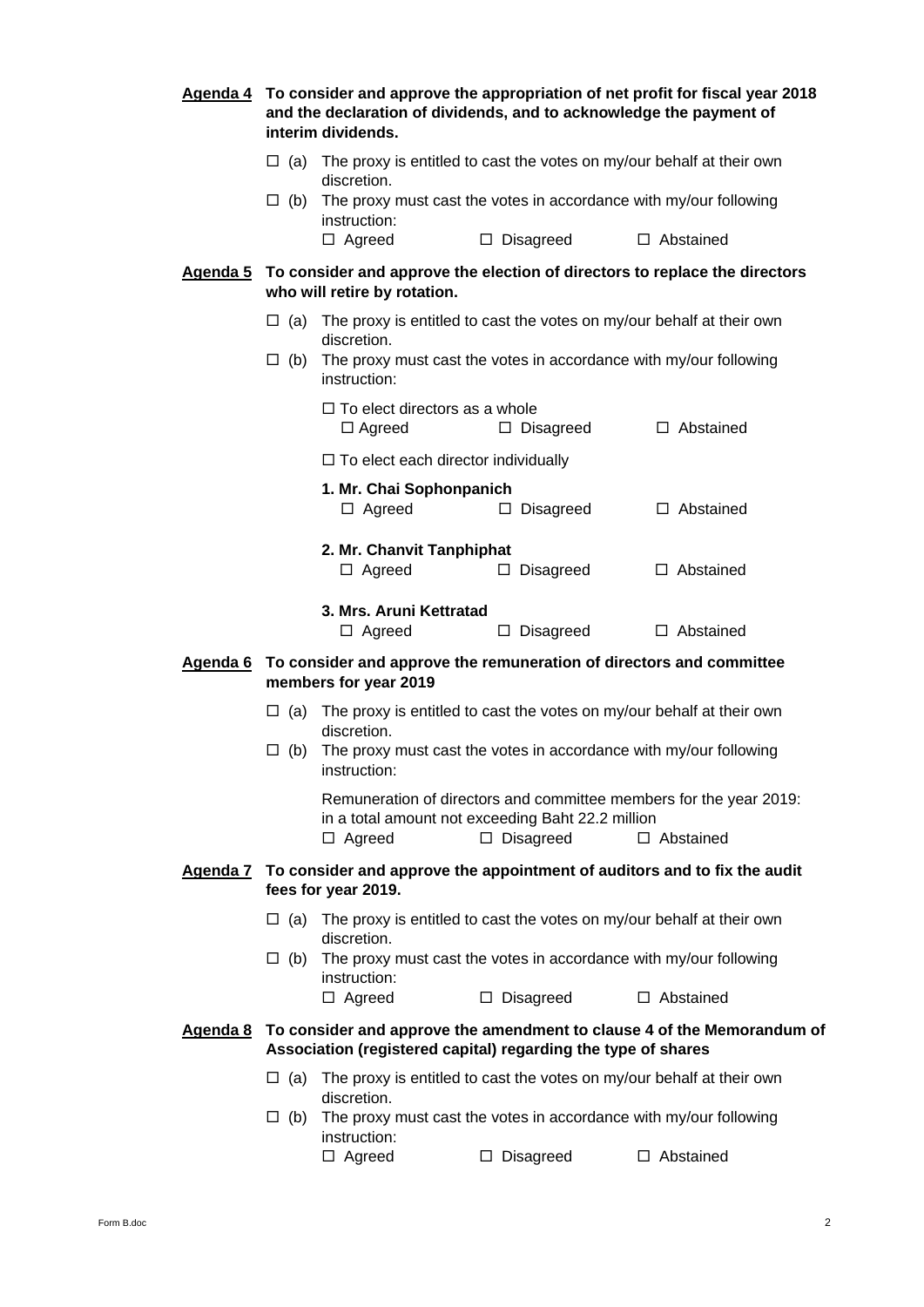**<u>Agenda 4</u> To consider and approve the appropriation of net profit for fiscal year 2018 and the declaration of dividends, and to acknowledge the payment of interim dividends.**

☐ (a) The proxy is entitled to cast the votes on my/our behalf at their own discretion.

☐ (b) The proxy must cast the votes in accordance with my/our following instruction:

☐ Agreed ☐ Disagreed ☐ Abstained

**<u>Agenda 5</u> To consider and approve the election of directors to replace the directors who will retire by rotation.**

☐ (a) The proxy is entitled to cast the votes on my/our behalf at their own discretion.

☐ (b) The proxy must cast the votes in accordance with my/our following instruction:

☐ To elect directors as a whole

☐ Agreed ☐ Disagreed ☐ Abstained

☐ To elect each director individually

**1. Mr. Chai Sophonpanich**

☐ Agreed ☐ Disagreed ☐ Abstained

**2. Mr. Chanvit Tanphiphat**

☐ Agreed ☐ Disagreed ☐ Abstained

**3. Mrs. Aruni Kettratad**

☐ Agreed ☐ Disagreed ☐ Abstained

**<u>Agenda 6</u> To consider and approve the remuneration of directors and committee members for year 2019**

☐ (a) The proxy is entitled to cast the votes on my/our behalf at their own discretion.

☐ (b) The proxy must cast the votes in accordance with my/our following instruction:

Remuneration of directors and committee members for the year 2019: in a total amount not exceeding Baht 22.2 million

☐ Agreed ☐ Disagreed ☐ Abstained

**<u>Agenda 7</u> To consider and approve the appointment of auditors and to fix the audit fees for year 2019.**

☐ (a) The proxy is entitled to cast the votes on my/our behalf at their own discretion.

☐ (b) The proxy must cast the votes in accordance with my/our following instruction:

☐ Agreed ☐ Disagreed ☐ Abstained

**<u>Agenda 8</u> To consider and approve the amendment to clause 4 of the Memorandum of Association (registered capital) regarding the type of shares**

☐ (a) The proxy is entitled to cast the votes on my/our behalf at their own discretion.

☐ (b) The proxy must cast the votes in accordance with my/our following instruction:

☐ Agreed ☐ Disagreed ☐ Abstained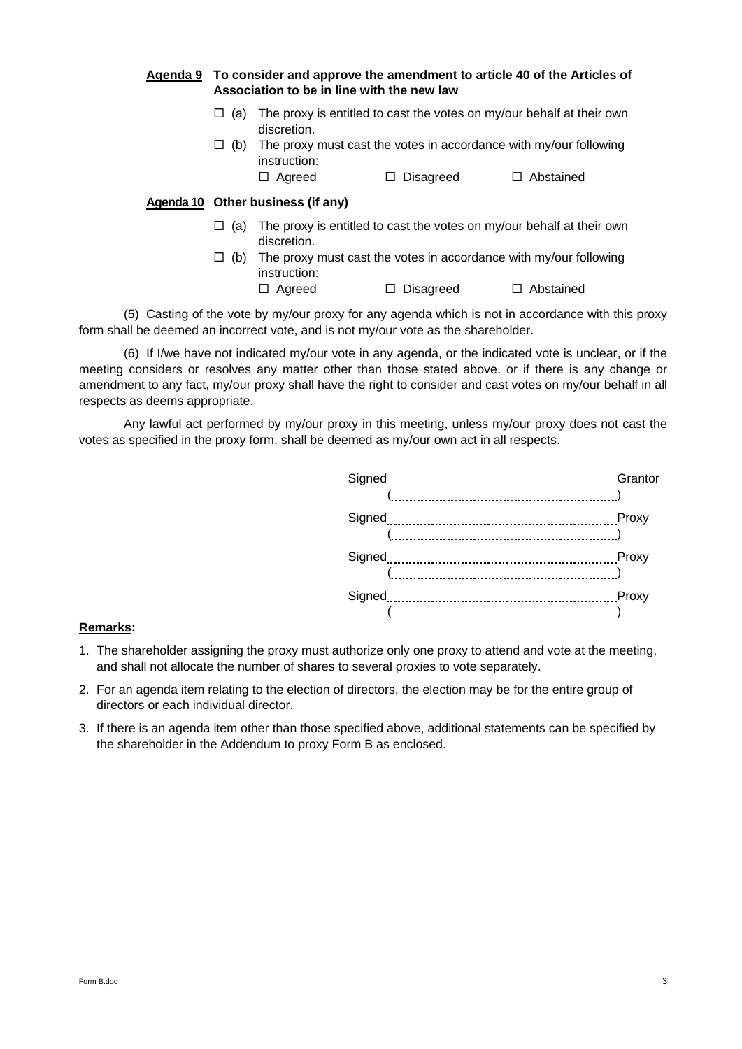**Agenda 9 To consider and approve the amendment to article 40 of the Articles of Association to be in line with the new law**

- ☐ (a) The proxy is entitled to cast the votes on my/our behalf at their own discretion.
- ☐ (b) The proxy must cast the votes in accordance with my/our following instruction:

  ☐ Agreed ☐ Disagreed ☐ Abstained

**Agenda 10 Other business (if any)**

- ☐ (a) The proxy is entitled to cast the votes on my/our behalf at their own discretion.
- ☐ (b) The proxy must cast the votes in accordance with my/our following instruction:

  ☐ Agreed ☐ Disagreed ☐ Abstained

(5) Casting of the vote by my/our proxy for any agenda which is not in accordance with this proxy form shall be deemed an incorrect vote, and is not my/our vote as the shareholder.

(6) If I/we have not indicated my/our vote in any agenda, or the indicated vote is unclear, or if the meeting considers or resolves any matter other than those stated above, or if there is any change or amendment to any fact, my/our proxy shall have the right to consider and cast votes on my/our behalf in all respects as deems appropriate.

Any lawful act performed by my/our proxy in this meeting, unless my/our proxy does not cast the votes as specified in the proxy form, shall be deemed as my/our own act in all respects.

Signed............................................................Grantor
(............................................................)

Signed............................................................Proxy
(............................................................)

Signed............................................................Proxy
(............................................................)

Signed............................................................Proxy
(............................................................)

**Remarks:**

1. The shareholder assigning the proxy must authorize only one proxy to attend and vote at the meeting, and shall not allocate the number of shares to several proxies to vote separately.
2. For an agenda item relating to the election of directors, the election may be for the entire group of directors or each individual director.
3. If there is an agenda item other than those specified above, additional statements can be specified by the shareholder in the Addendum to proxy Form B as enclosed.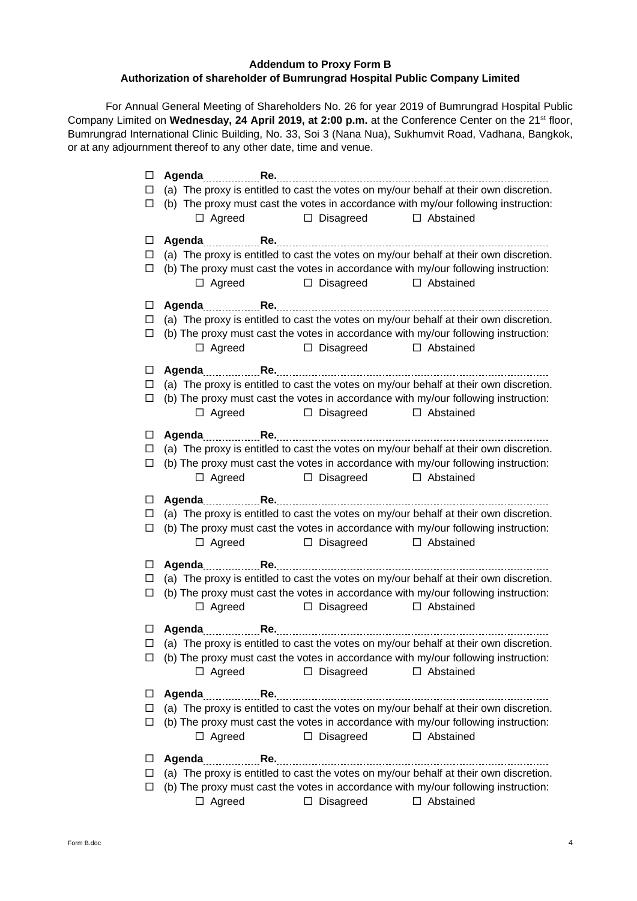**Addendum to Proxy Form B**
**Authorization of shareholder of Bumrungrad Hospital Public Company Limited**

For Annual General Meeting of Shareholders No. 26 for year 2019 of Bumrungrad Hospital Public Company Limited on **Wednesday, 24 April 2019, at 2:00 p.m.** at the Conference Center on the 21st floor, Bumrungrad International Clinic Building, No. 33, Soi 3 (Nana Nua), Sukhumvit Road, Vadhana, Bangkok, or at any adjournment thereof to any other date, time and venue.

☐ **Agenda**................**Re.**........................................................................................
☐ (a) The proxy is entitled to cast the votes on my/our behalf at their own discretion.
☐ (b) The proxy must cast the votes in accordance with my/our following instruction:
☐ Agreed ☐ Disagreed ☐ Abstained

☐ **Agenda**................**Re.**........................................................................................
☐ (a) The proxy is entitled to cast the votes on my/our behalf at their own discretion.
☐ (b) The proxy must cast the votes in accordance with my/our following instruction:
☐ Agreed ☐ Disagreed ☐ Abstained

☐ **Agenda**................**Re.**........................................................................................
☐ (a) The proxy is entitled to cast the votes on my/our behalf at their own discretion.
☐ (b) The proxy must cast the votes in accordance with my/our following instruction:
☐ Agreed ☐ Disagreed ☐ Abstained

☐ **Agenda**................**Re.**........................................................................................
☐ (a) The proxy is entitled to cast the votes on my/our behalf at their own discretion.
☐ (b) The proxy must cast the votes in accordance with my/our following instruction:
☐ Agreed ☐ Disagreed ☐ Abstained

☐ **Agenda**................**Re.**........................................................................................
☐ (a) The proxy is entitled to cast the votes on my/our behalf at their own discretion.
☐ (b) The proxy must cast the votes in accordance with my/our following instruction:
☐ Agreed ☐ Disagreed ☐ Abstained

☐ **Agenda**................**Re.**........................................................................................
☐ (a) The proxy is entitled to cast the votes on my/our behalf at their own discretion.
☐ (b) The proxy must cast the votes in accordance with my/our following instruction:
☐ Agreed ☐ Disagreed ☐ Abstained

☐ **Agenda**................**Re.**........................................................................................
☐ (a) The proxy is entitled to cast the votes on my/our behalf at their own discretion.
☐ (b) The proxy must cast the votes in accordance with my/our following instruction:
☐ Agreed ☐ Disagreed ☐ Abstained

☐ **Agenda**................**Re.**........................................................................................
☐ (a) The proxy is entitled to cast the votes on my/our behalf at their own discretion.
☐ (b) The proxy must cast the votes in accordance with my/our following instruction:
☐ Agreed ☐ Disagreed ☐ Abstained

☐ **Agenda**................**Re.**........................................................................................
☐ (a) The proxy is entitled to cast the votes on my/our behalf at their own discretion.
☐ (b) The proxy must cast the votes in accordance with my/our following instruction:
☐ Agreed ☐ Disagreed ☐ Abstained

☐ **Agenda**................**Re.**........................................................................................
☐ (a) The proxy is entitled to cast the votes on my/our behalf at their own discretion.
☐ (b) The proxy must cast the votes in accordance with my/our following instruction:
☐ Agreed ☐ Disagreed ☐ Abstained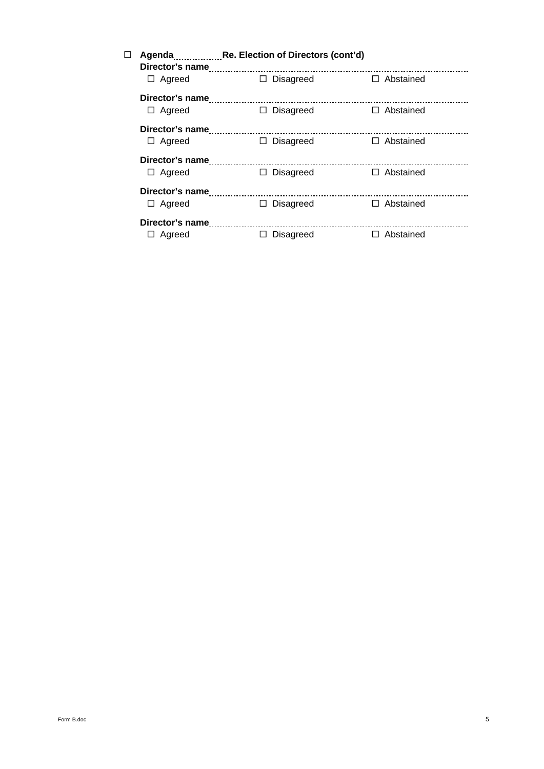☐ **Agenda**.................**Re. Election of Directors (cont'd)**

**Director's name**..............................................................................................

☐ Agreed ☐ Disagreed ☐ Abstained

**Director's name**..............................................................................................

☐ Agreed ☐ Disagreed ☐ Abstained

**Director's name**..............................................................................................

☐ Agreed ☐ Disagreed ☐ Abstained

**Director's name**..............................................................................................

☐ Agreed ☐ Disagreed ☐ Abstained

**Director's name**..............................................................................................

☐ Agreed ☐ Disagreed ☐ Abstained

**Director's name**..............................................................................................

☐ Agreed ☐ Disagreed ☐ Abstained